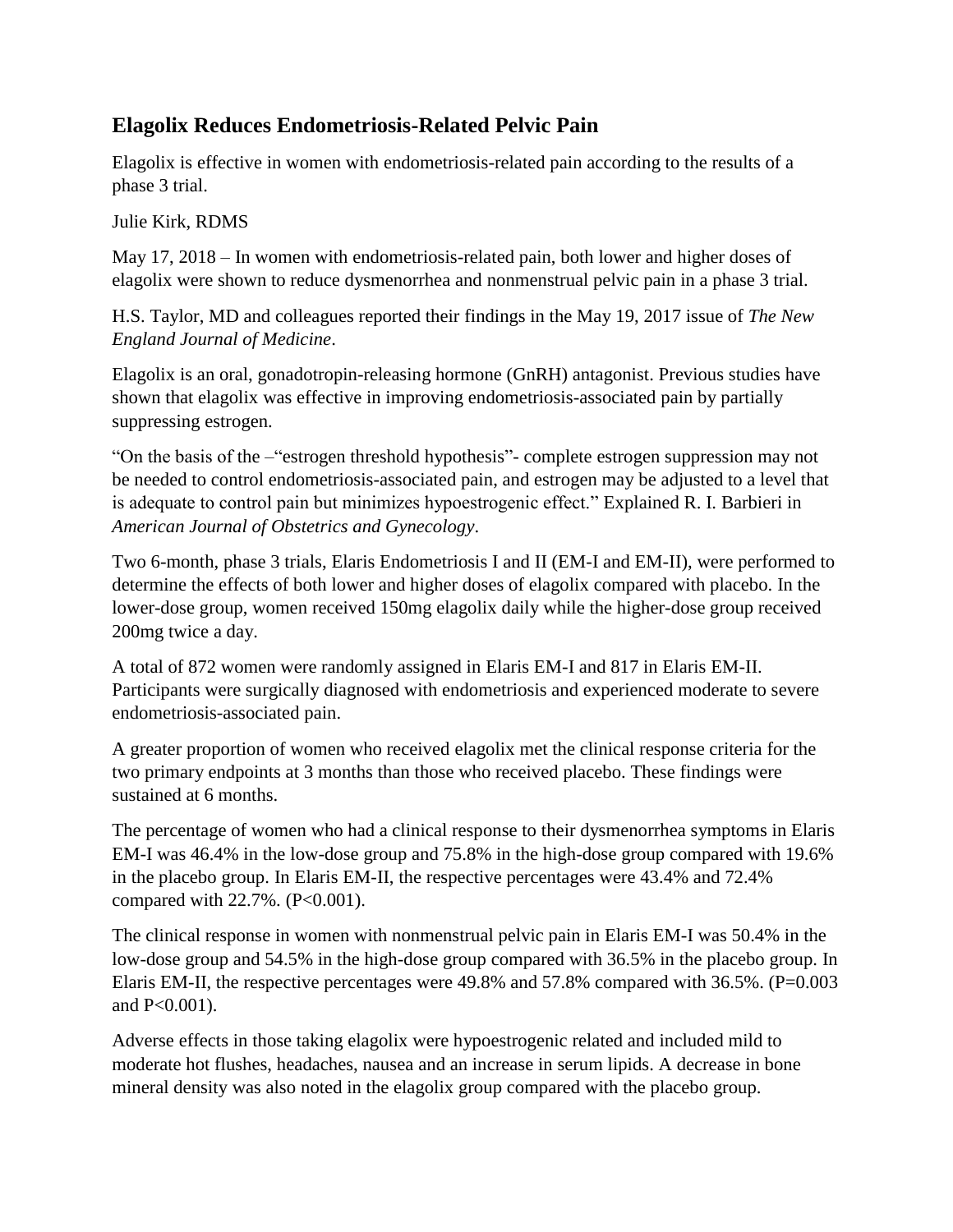## Elagolix Reduces Endometriosis-Related Pelvic Pain

Elagolix is effective in women with endometriosis-related pain according to the results of a phase 3 trial.

Julie Kirk, RDMS

May 17, 2018 – In women with endometriosis-related pain, both lower and higher doses of elagolix were shown to reduce dysmenorrhea and nonmenstrual pelvic pain in a phase 3 trial.

H.S. Taylor, MD and colleagues reported their findings in the May 19, 2017 issue of *The New England Journal of Medicine*.

Elagolix is an oral, gonadotropin-releasing hormone (GnRH) antagonist. Previous studies have shown that elagolix was effective in improving endometriosis-associated pain by partially suppressing estrogen.

"On the basis of the –"estrogen threshold hypothesis"- complete estrogen suppression may not be needed to control endometriosis-associated pain, and estrogen may be adjusted to a level that is adequate to control pain but minimizes hypoestrogenic effect." Explained R. I. Barbieri in *American Journal of Obstetrics and Gynecology*.

Two 6-month, phase 3 trials, Elaris Endometriosis I and II (EM-I and EM-II), were performed to determine the effects of both lower and higher doses of elagolix compared with placebo. In the lower-dose group, women received 150mg elagolix daily while the higher-dose group received 200mg twice a day.

A total of 872 women were randomly assigned in Elaris EM-I and 817 in Elaris EM-II. Participants were surgically diagnosed with endometriosis and experienced moderate to severe endometriosis-associated pain.

A greater proportion of women who received elagolix met the clinical response criteria for the two primary endpoints at 3 months than those who received placebo. These findings were sustained at 6 months.

The percentage of women who had a clinical response to their dysmenorrhea symptoms in Elaris EM-I was 46.4% in the low-dose group and 75.8% in the high-dose group compared with 19.6% in the placebo group. In Elaris EM-II, the respective percentages were 43.4% and 72.4% compared with 22.7%. ($P<0.001$).

The clinical response in women with nonmenstrual pelvic pain in Elaris EM-I was 50.4% in the low-dose group and 54.5% in the high-dose group compared with 36.5% in the placebo group. In Elaris EM-II, the respective percentages were 49.8% and 57.8% compared with 36.5%. ($P=0.003$ and $P<0.001$).

Adverse effects in those taking elagolix were hypoestrogenic related and included mild to moderate hot flushes, headaches, nausea and an increase in serum lipids. A decrease in bone mineral density was also noted in the elagolix group compared with the placebo group.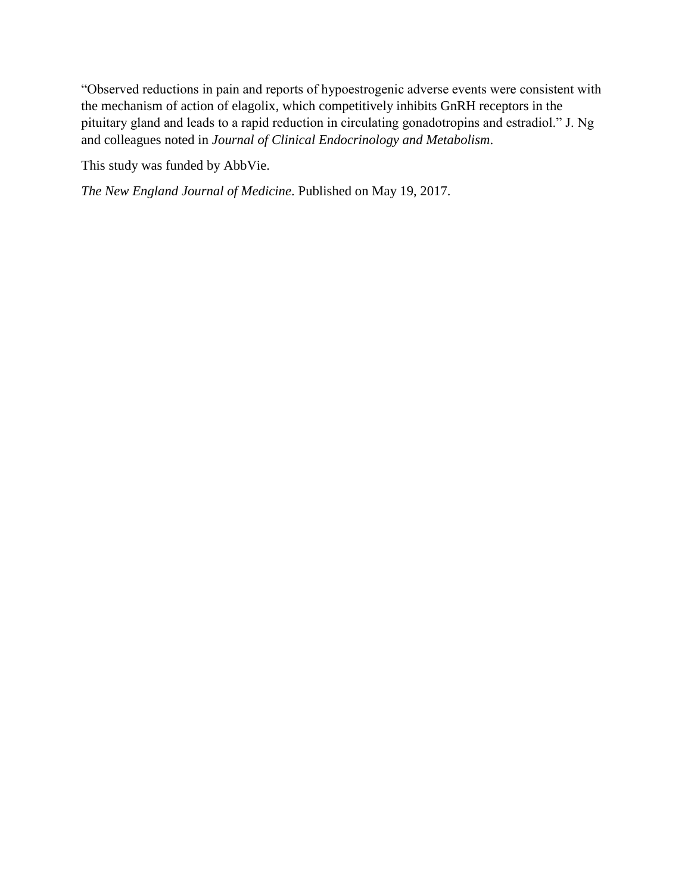"Observed reductions in pain and reports of hypoestrogenic adverse events were consistent with the mechanism of action of elagolix, which competitively inhibits GnRH receptors in the pituitary gland and leads to a rapid reduction in circulating gonadotropins and estradiol." J. Ng and colleagues noted in *Journal of Clinical Endocrinology and Metabolism*.

This study was funded by AbbVie.

*The New England Journal of Medicine*. Published on May 19, 2017.